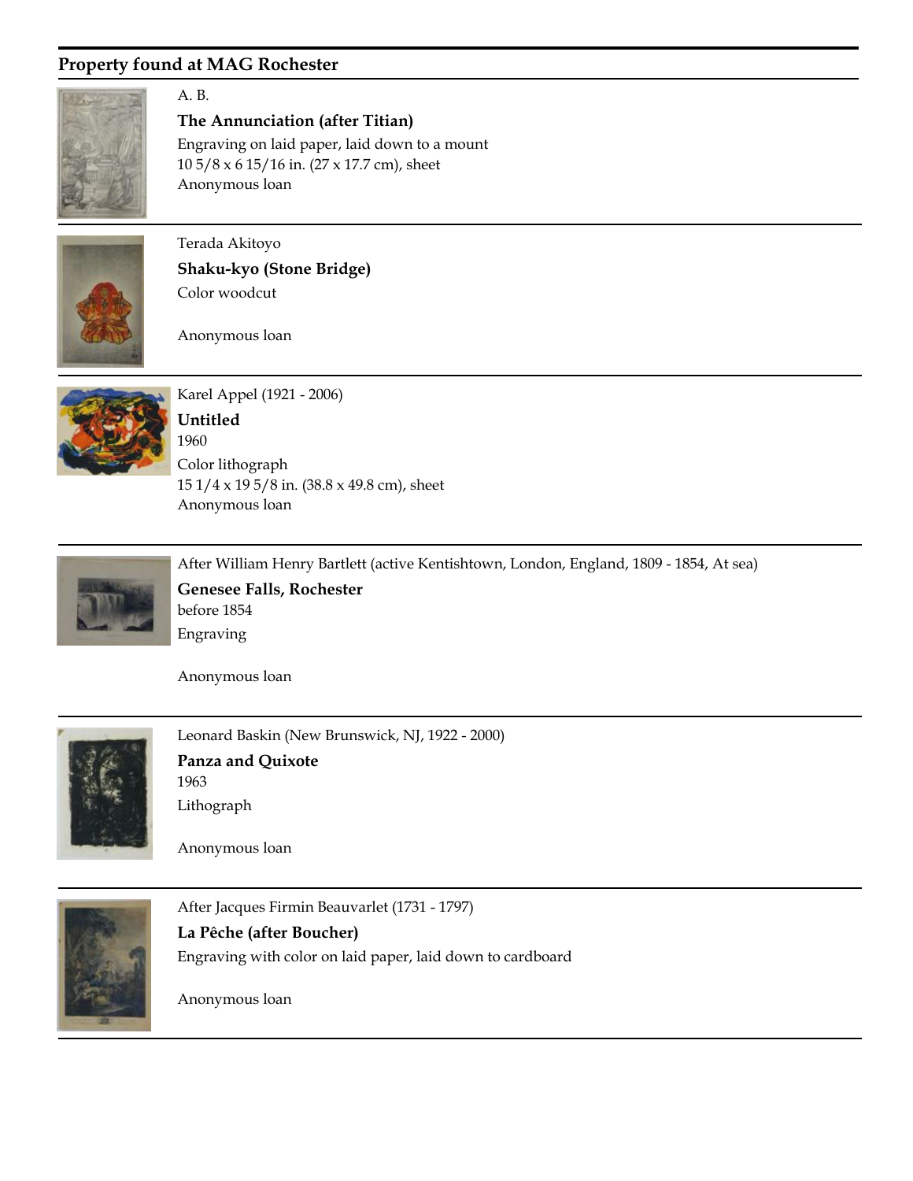## Property found at MAG Rochester

A. B.

**The Annunciation (after Titian)**

Engraving on laid paper, laid down to a mount

10 5/8 x 6 15/16 in. (27 x 17.7 cm), sheet

Anonymous loan

---

Terada Akitoyo

**Shaku-kyo (Stone Bridge)**

Color woodcut

Anonymous loan

---

Karel Appel (1921 - 2006)

**Untitled**

1960

Color lithograph

15 1/4 x 19 5/8 in. (38.8 x 49.8 cm), sheet

Anonymous loan

---

After William Henry Bartlett (active Kentishtown, London, England, 1809 - 1854, At sea)

**Genesee Falls, Rochester**

before 1854

Engraving

Anonymous loan

---

Leonard Baskin (New Brunswick, NJ, 1922 - 2000)

**Panza and Quixote**

1963

Lithograph

Anonymous loan

---

After Jacques Firmin Beauvarlet (1731 - 1797)

**La Pêche (after Boucher)**

Engraving with color on laid paper, laid down to cardboard

Anonymous loan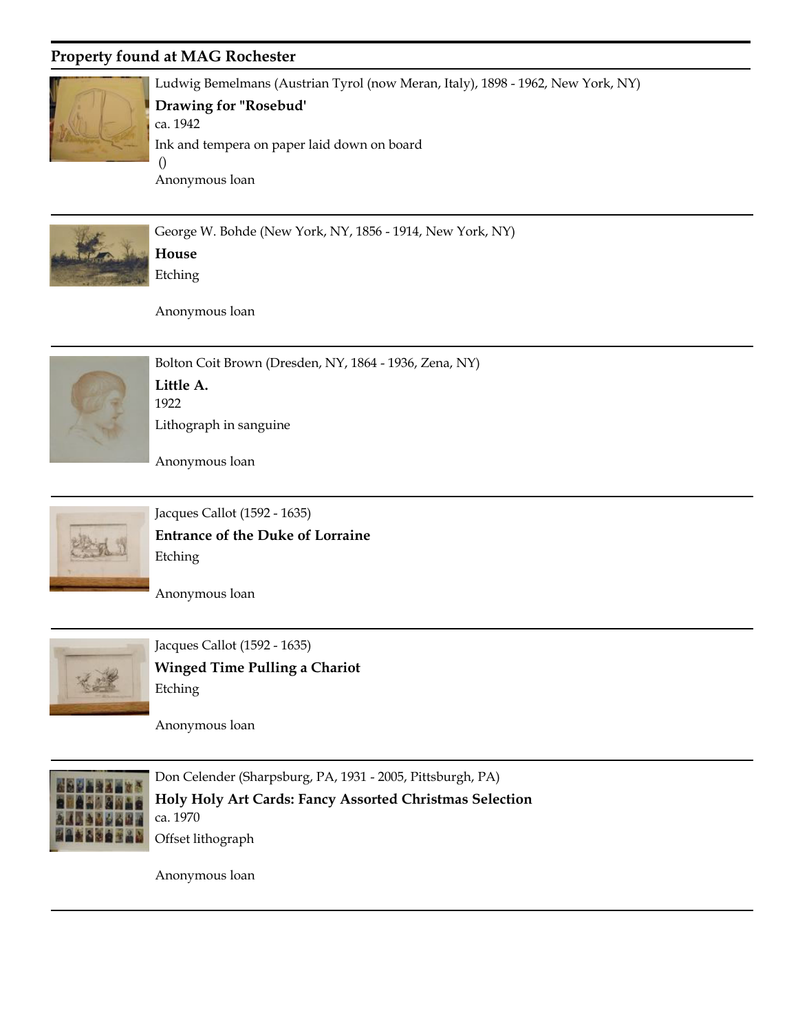## Property found at MAG Rochester

---

Ludwig Bemelmans (Austrian Tyrol (now Meran, Italy), 1898 - 1962, New York, NY)

**Drawing for "Rosebud'**

ca. 1942

Ink and tempera on paper laid down on board

()

Anonymous loan

---

George W. Bohde (New York, NY, 1856 - 1914, New York, NY)

**House**

Etching

Anonymous loan

---

Bolton Coit Brown (Dresden, NY, 1864 - 1936, Zena, NY)

**Little A.**

1922

Lithograph in sanguine

Anonymous loan

---

Jacques Callot (1592 - 1635)

**Entrance of the Duke of Lorraine**

Etching

Anonymous loan

---

Jacques Callot (1592 - 1635)

**Winged Time Pulling a Chariot**

Etching

Anonymous loan

---

Don Celender (Sharpsburg, PA, 1931 - 2005, Pittsburgh, PA)

**Holy Holy Art Cards: Fancy Assorted Christmas Selection**

ca. 1970

Offset lithograph

Anonymous loan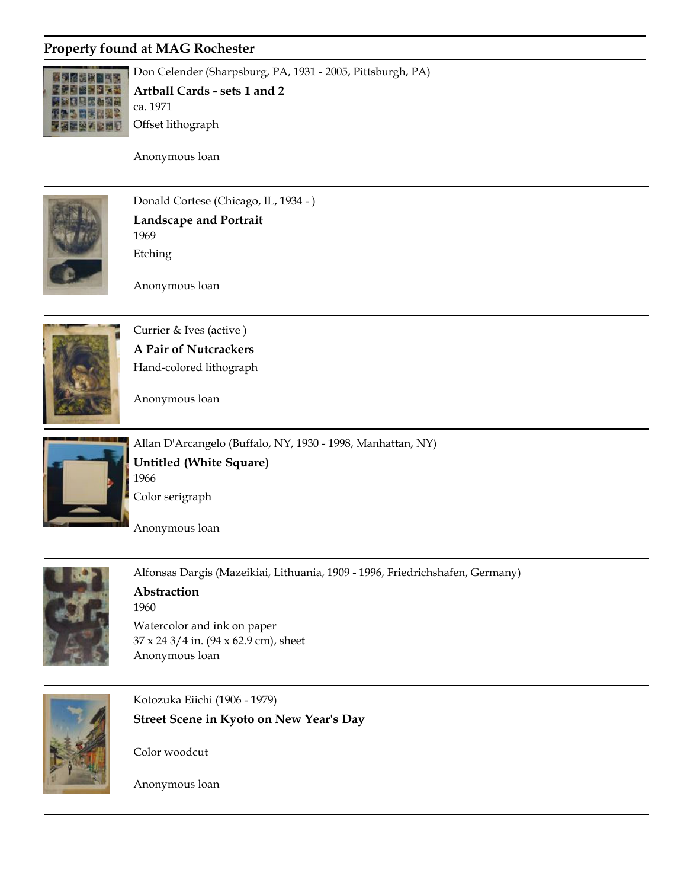## Property found at MAG Rochester

Don Celender (Sharpsburg, PA, 1931 - 2005, Pittsburgh, PA)
**Artball Cards - sets 1 and 2**
ca. 1971
Offset lithograph

Anonymous loan

---

Donald Cortese (Chicago, IL, 1934 - )
**Landscape and Portrait**
1969
Etching

Anonymous loan

---

Currier & Ives (active )
**A Pair of Nutcrackers**
Hand-colored lithograph

Anonymous loan

---

Allan D'Arcangelo (Buffalo, NY, 1930 - 1998, Manhattan, NY)
**Untitled (White Square)**
1966
Color serigraph

Anonymous loan

---

Alfonsas Dargis (Mazeikiai, Lithuania, 1909 - 1996, Friedrichshafen, Germany)
**Abstraction**
1960
Watercolor and ink on paper
37 x 24 3/4 in. (94 x 62.9 cm), sheet
Anonymous loan

---

Kotozuka Eiichi (1906 - 1979)
**Street Scene in Kyoto on New Year's Day**

Color woodcut

Anonymous loan

---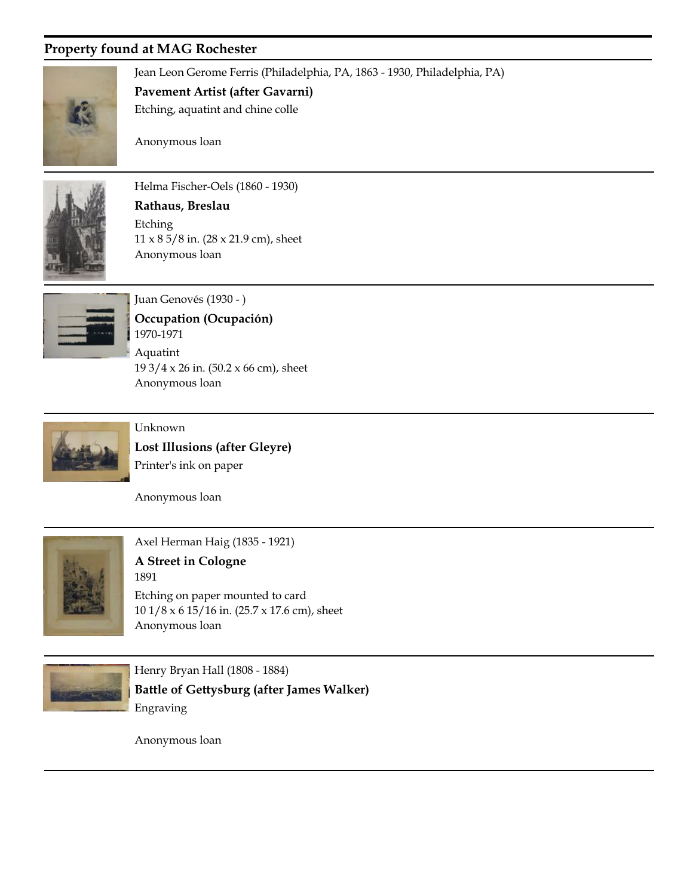## Property found at MAG Rochester

Jean Leon Gerome Ferris (Philadelphia, PA, 1863 - 1930, Philadelphia, PA)

**Pavement Artist (after Gavarni)**

Etching, aquatint and chine colle

Anonymous loan

---

Helma Fischer-Oels (1860 - 1930)

**Rathaus, Breslau**

Etching

11 x 8 5/8 in. (28 x 21.9 cm), sheet

Anonymous loan

---

Juan Genovés (1930 - )

**Occupation (Ocupación)**

1970-1971

Aquatint

19 3/4 x 26 in. (50.2 x 66 cm), sheet

Anonymous loan

---

Unknown

**Lost Illusions (after Gleyre)**

Printer's ink on paper

Anonymous loan

---

Axel Herman Haig (1835 - 1921)

**A Street in Cologne**

1891

Etching on paper mounted to card

10 1/8 x 6 15/16 in. (25.7 x 17.6 cm), sheet

Anonymous loan

---

Henry Bryan Hall (1808 - 1884)

**Battle of Gettysburg (after James Walker)**

Engraving

Anonymous loan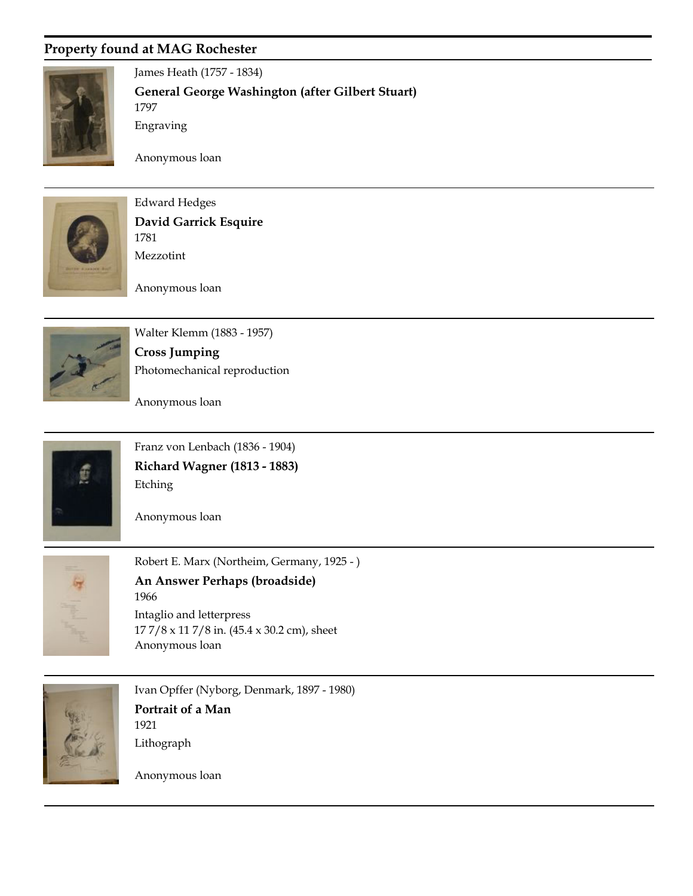## Property found at MAG Rochester

James Heath (1757 - 1834)

**General George Washington (after Gilbert Stuart)**

1797

Engraving

Anonymous loan

---

Edward Hedges

**David Garrick Esquire**

1781

Mezzotint

Anonymous loan

---

Walter Klemm (1883 - 1957)

**Cross Jumping**

Photomechanical reproduction

Anonymous loan

---

Franz von Lenbach (1836 - 1904)

**Richard Wagner (1813 - 1883)**

Etching

Anonymous loan

---

Robert E. Marx (Northeim, Germany, 1925 - )

**An Answer Perhaps (broadside)**

1966

Intaglio and letterpress

17 7/8 x 11 7/8 in. (45.4 x 30.2 cm), sheet

Anonymous loan

---

Ivan Opffer (Nyborg, Denmark, 1897 - 1980)

**Portrait of a Man**

1921

Lithograph

Anonymous loan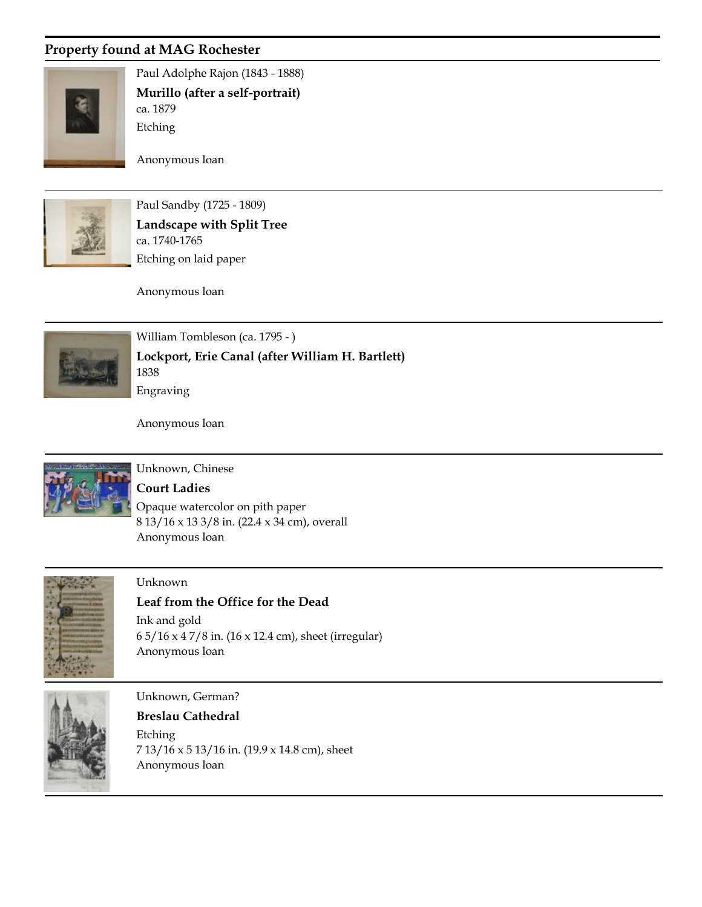## Property found at MAG Rochester

Paul Adolphe Rajon (1843 - 1888)

**Murillo (after a self-portrait)**

ca. 1879

Etching

Anonymous loan

---

Paul Sandby (1725 - 1809)

**Landscape with Split Tree**

ca. 1740-1765

Etching on laid paper

Anonymous loan

---

William Tombleson (ca. 1795 - )

**Lockport, Erie Canal (after William H. Bartlett)**

1838

Engraving

Anonymous loan

---

Unknown, Chinese

**Court Ladies**

Opaque watercolor on pith paper

8 13/16 x 13 3/8 in. (22.4 x 34 cm), overall

Anonymous loan

---

Unknown

**Leaf from the Office for the Dead**

Ink and gold

6 5/16 x 4 7/8 in. (16 x 12.4 cm), sheet (irregular)

Anonymous loan

---

Unknown, German?

**Breslau Cathedral**

Etching

7 13/16 x 5 13/16 in. (19.9 x 14.8 cm), sheet

Anonymous loan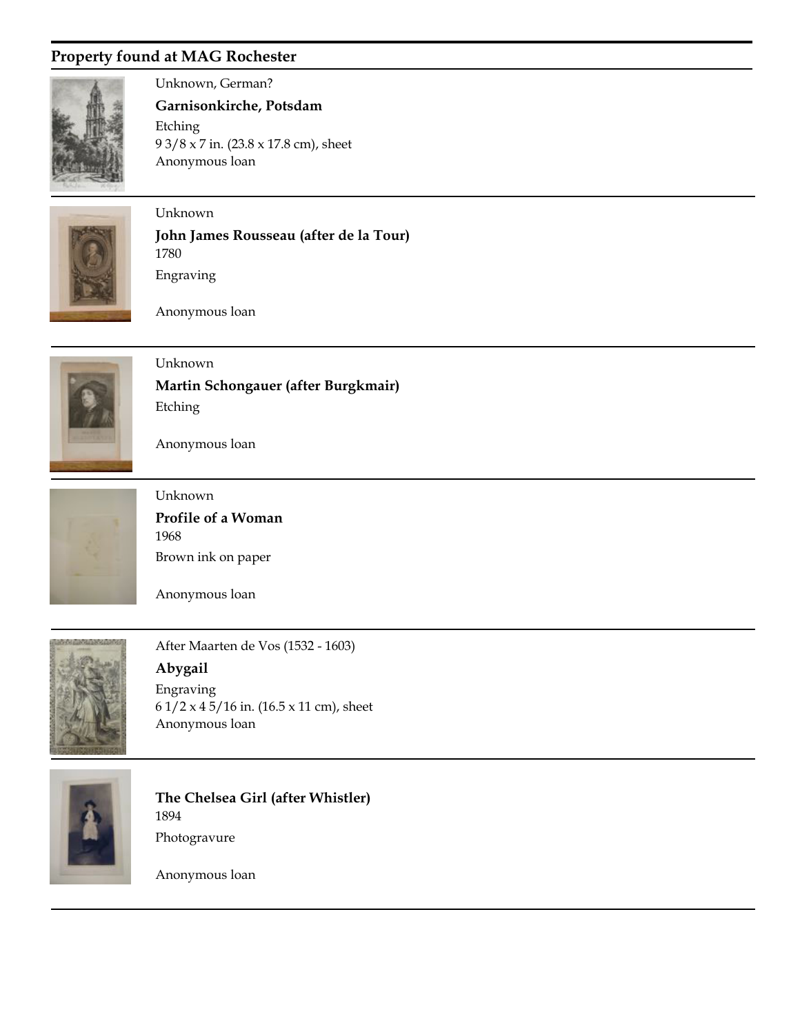## Property found at MAG Rochester

Unknown, German?

**Garnisonkirche, Potsdam**

Etching

9 3/8 x 7 in. (23.8 x 17.8 cm), sheet

Anonymous loan

---

Unknown

**John James Rousseau (after de la Tour)**

1780

Engraving

Anonymous loan

---

Unknown

**Martin Schongauer (after Burgkmair)**

Etching

Anonymous loan

---

Unknown

**Profile of a Woman**

1968

Brown ink on paper

Anonymous loan

---

After Maarten de Vos (1532 - 1603)

**Abygail**

Engraving

6 1/2 x 4 5/16 in. (16.5 x 11 cm), sheet

Anonymous loan

---

**The Chelsea Girl (after Whistler)**

1894

Photogravure

Anonymous loan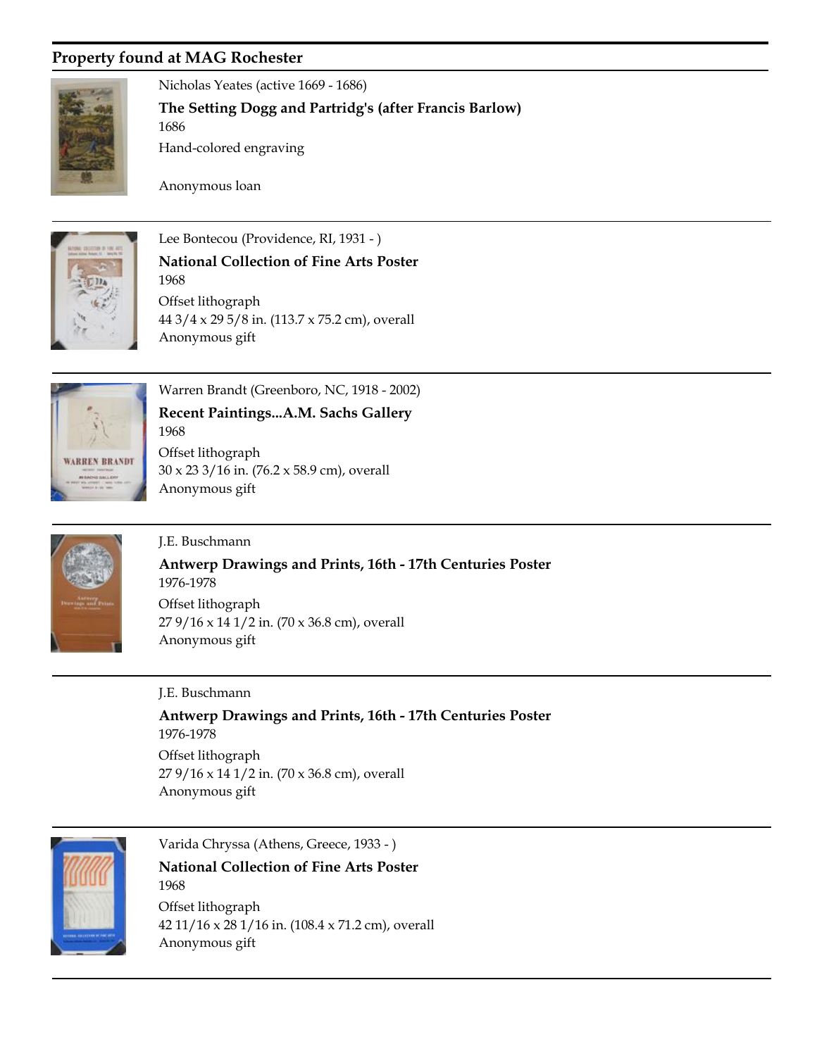## Property found at MAG Rochester

Nicholas Yeates (active 1669 - 1686)

**The Setting Dogg and Partridg's (after Francis Barlow)**

1686

Hand-colored engraving

Anonymous loan

---

Lee Bontecou (Providence, RI, 1931 - )

**National Collection of Fine Arts Poster**

1968

Offset lithograph

44 3/4 x 29 5/8 in. (113.7 x 75.2 cm), overall

Anonymous gift

---

Warren Brandt (Greenboro, NC, 1918 - 2002)

**Recent Paintings...A.M. Sachs Gallery**

1968

Offset lithograph

30 x 23 3/16 in. (76.2 x 58.9 cm), overall

Anonymous gift

---

J.E. Buschmann

**Antwerp Drawings and Prints, 16th - 17th Centuries Poster**

1976-1978

Offset lithograph

27 9/16 x 14 1/2 in. (70 x 36.8 cm), overall

Anonymous gift

---

J.E. Buschmann

**Antwerp Drawings and Prints, 16th - 17th Centuries Poster**

1976-1978

Offset lithograph

27 9/16 x 14 1/2 in. (70 x 36.8 cm), overall

Anonymous gift

---

Varida Chryssa (Athens, Greece, 1933 - )

**National Collection of Fine Arts Poster**

1968

Offset lithograph

42 11/16 x 28 1/16 in. (108.4 x 71.2 cm), overall

Anonymous gift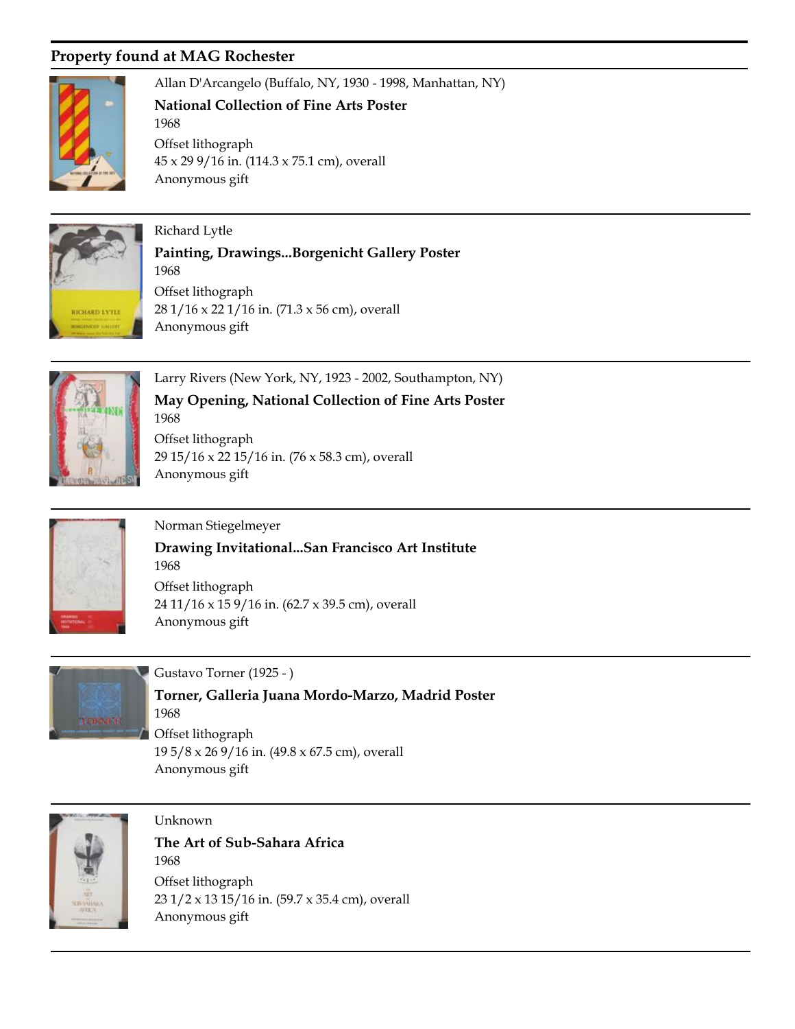## Property found at MAG Rochester

Allan D'Arcangelo (Buffalo, NY, 1930 - 1998, Manhattan, NY)

**National Collection of Fine Arts Poster**

1968

Offset lithograph

45 x 29 9/16 in. (114.3 x 75.1 cm), overall

Anonymous gift

---

Richard Lytle

**Painting, Drawings...Borgenicht Gallery Poster**

1968

Offset lithograph

28 1/16 x 22 1/16 in. (71.3 x 56 cm), overall

Anonymous gift

---

Larry Rivers (New York, NY, 1923 - 2002, Southampton, NY)

**May Opening, National Collection of Fine Arts Poster**

1968

Offset lithograph

29 15/16 x 22 15/16 in. (76 x 58.3 cm), overall

Anonymous gift

---

Norman Stiegelmeyer

**Drawing Invitational...San Francisco Art Institute**

1968

Offset lithograph

24 11/16 x 15 9/16 in. (62.7 x 39.5 cm), overall

Anonymous gift

---

Gustavo Torner (1925 - )

**Torner, Galleria Juana Mordo-Marzo, Madrid Poster**

1968

Offset lithograph

19 5/8 x 26 9/16 in. (49.8 x 67.5 cm), overall

Anonymous gift

---

Unknown

**The Art of Sub-Sahara Africa**

1968

Offset lithograph

23 1/2 x 13 15/16 in. (59.7 x 35.4 cm), overall

Anonymous gift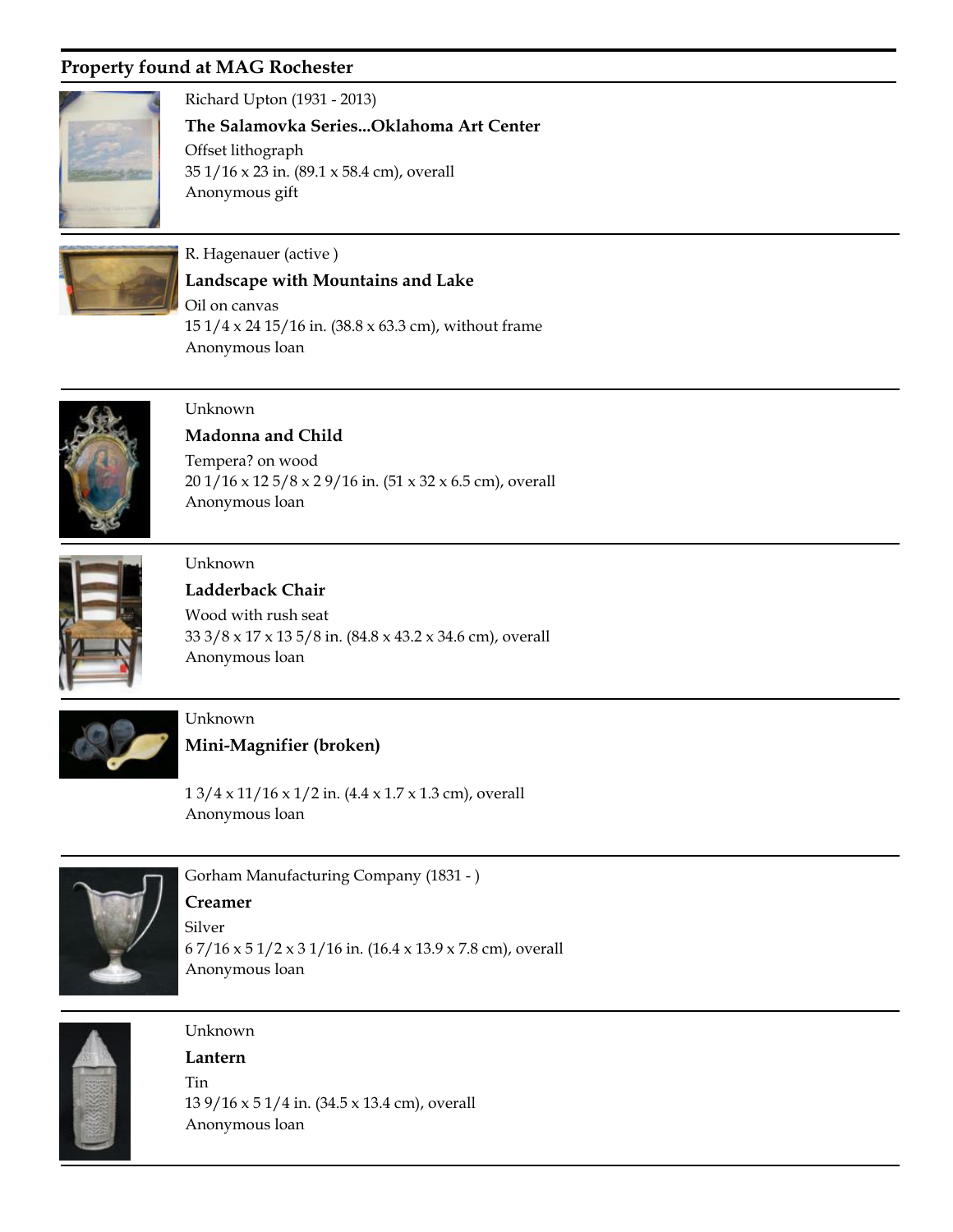## Property found at MAG Rochester

Richard Upton (1931 - 2013)

**The Salamovka Series...Oklahoma Art Center**

Offset lithograph
35 1/16 x 23 in. (89.1 x 58.4 cm), overall
Anonymous gift

---

R. Hagenauer (active )

**Landscape with Mountains and Lake**

Oil on canvas
15 1/4 x 24 15/16 in. (38.8 x 63.3 cm), without frame
Anonymous loan

---

Unknown

**Madonna and Child**

Tempera? on wood
20 1/16 x 12 5/8 x 2 9/16 in. (51 x 32 x 6.5 cm), overall
Anonymous loan

---

Unknown

**Ladderback Chair**

Wood with rush seat
33 3/8 x 17 x 13 5/8 in. (84.8 x 43.2 x 34.6 cm), overall
Anonymous loan

---

Unknown

**Mini-Magnifier (broken)**

1 3/4 x 11/16 x 1/2 in. (4.4 x 1.7 x 1.3 cm), overall
Anonymous loan

---

Gorham Manufacturing Company (1831 - )

**Creamer**

Silver
6 7/16 x 5 1/2 x 3 1/16 in. (16.4 x 13.9 x 7.8 cm), overall
Anonymous loan

---

Unknown

**Lantern**

Tin
13 9/16 x 5 1/4 in. (34.5 x 13.4 cm), overall
Anonymous loan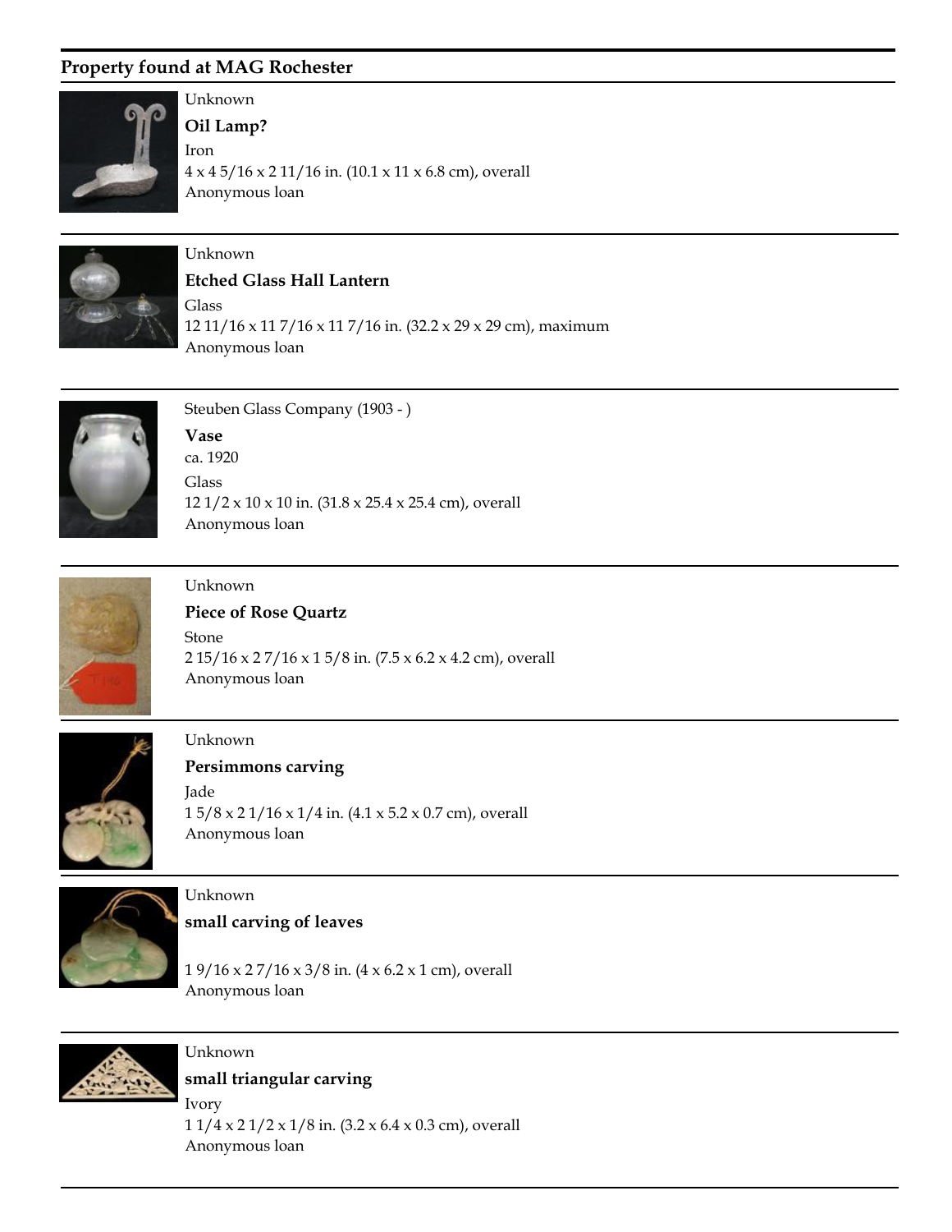## Property found at MAG Rochester

Unknown

**Oil Lamp?**

Iron

4 x 4 5/16 x 2 11/16 in. (10.1 x 11 x 6.8 cm), overall

Anonymous loan

---

Unknown

**Etched Glass Hall Lantern**

Glass

12 11/16 x 11 7/16 x 11 7/16 in. (32.2 x 29 x 29 cm), maximum

Anonymous loan

---

Steuben Glass Company (1903 - )

**Vase**

ca. 1920

Glass

12 1/2 x 10 x 10 in. (31.8 x 25.4 x 25.4 cm), overall

Anonymous loan

---

Unknown

**Piece of Rose Quartz**

Stone

2 15/16 x 2 7/16 x 1 5/8 in. (7.5 x 6.2 x 4.2 cm), overall

Anonymous loan

---

Unknown

**Persimmons carving**

Jade

1 5/8 x 2 1/16 x 1/4 in. (4.1 x 5.2 x 0.7 cm), overall

Anonymous loan

---

Unknown

**small carving of leaves**

1 9/16 x 2 7/16 x 3/8 in. (4 x 6.2 x 1 cm), overall

Anonymous loan

---

Unknown

**small triangular carving**

Ivory

1 1/4 x 2 1/2 x 1/8 in. (3.2 x 6.4 x 0.3 cm), overall

Anonymous loan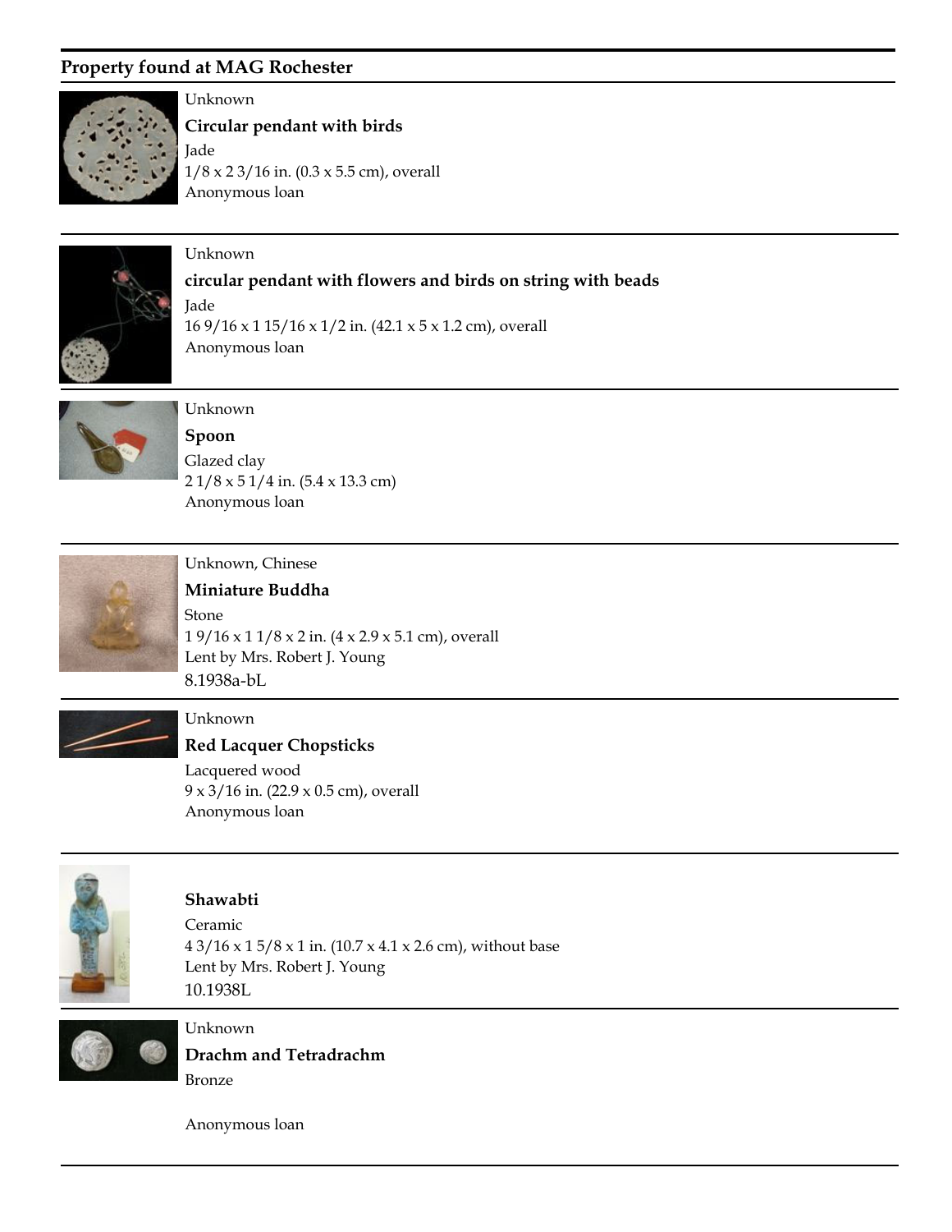## Property found at MAG Rochester

Unknown

**Circular pendant with birds**

Jade

1/8 x 2 3/16 in. (0.3 x 5.5 cm), overall

Anonymous loan

---

Unknown

**circular pendant with flowers and birds on string with beads**

Jade

16 9/16 x 1 15/16 x 1/2 in. (42.1 x 5 x 1.2 cm), overall

Anonymous loan

---

Unknown

**Spoon**

Glazed clay

2 1/8 x 5 1/4 in. (5.4 x 13.3 cm)

Anonymous loan

---

Unknown, Chinese

**Miniature Buddha**

Stone

1 9/16 x 1 1/8 x 2 in. (4 x 2.9 x 5.1 cm), overall

Lent by Mrs. Robert J. Young

8.1938a-bL

---

Unknown

**Red Lacquer Chopsticks**

Lacquered wood

9 x 3/16 in. (22.9 x 0.5 cm), overall

Anonymous loan

---

**Shawabti**

Ceramic

4 3/16 x 1 5/8 x 1 in. (10.7 x 4.1 x 2.6 cm), without base

Lent by Mrs. Robert J. Young

10.1938L

---

Unknown

**Drachm and Tetradrachm**

Bronze

Anonymous loan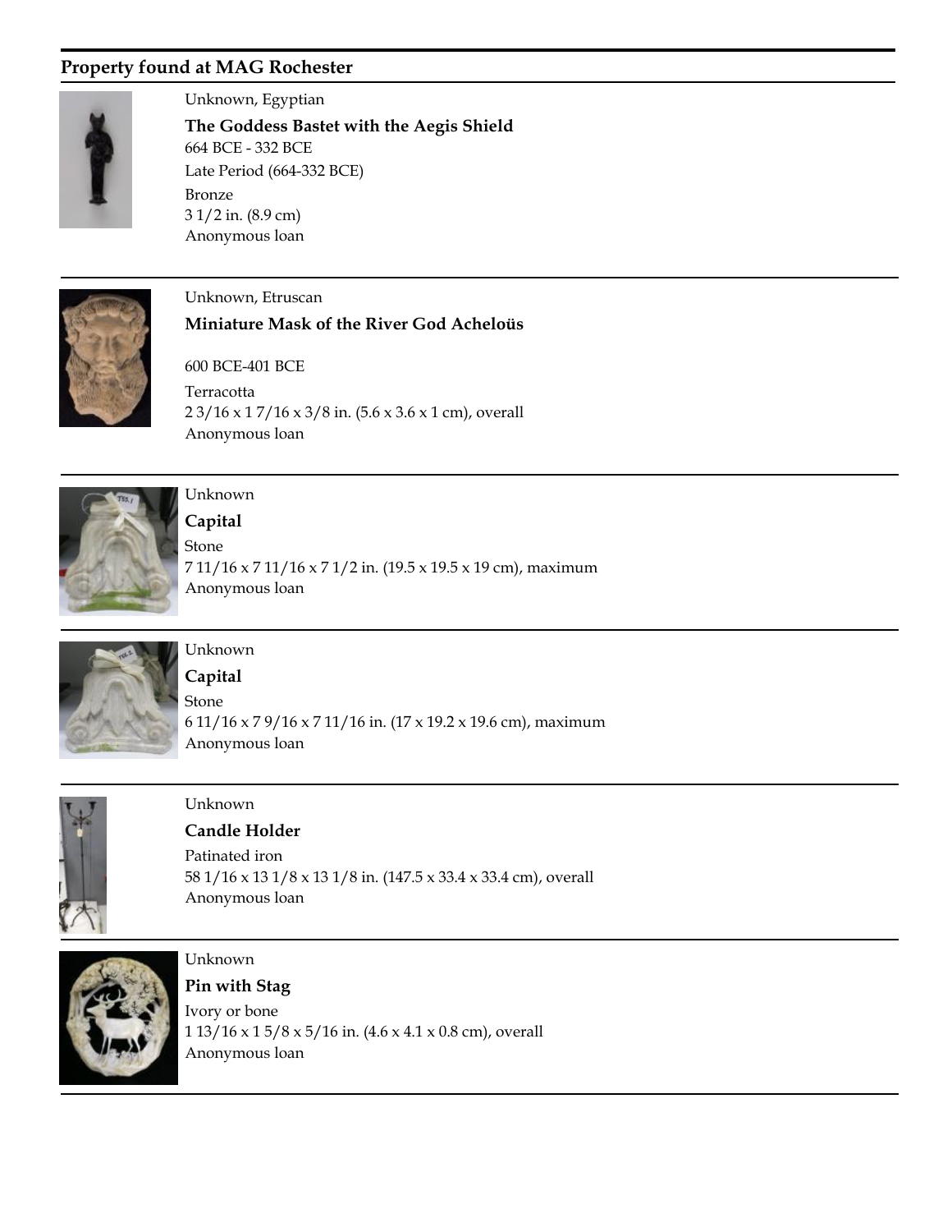## Property found at MAG Rochester

Unknown, Egyptian

**The Goddess Bastet with the Aegis Shield**

664 BCE - 332 BCE

Late Period (664-332 BCE)

Bronze

3 1/2 in. (8.9 cm)

Anonymous loan

---

Unknown, Etruscan

**Miniature Mask of the River God Acheloüs**

600 BCE-401 BCE

Terracotta

2 3/16 x 1 7/16 x 3/8 in. (5.6 x 3.6 x 1 cm), overall

Anonymous loan

---

Unknown

**Capital**

Stone

7 11/16 x 7 11/16 x 7 1/2 in. (19.5 x 19.5 x 19 cm), maximum

Anonymous loan

---

Unknown

**Capital**

Stone

6 11/16 x 7 9/16 x 7 11/16 in. (17 x 19.2 x 19.6 cm), maximum

Anonymous loan

---

Unknown

**Candle Holder**

Patinated iron

58 1/16 x 13 1/8 x 13 1/8 in. (147.5 x 33.4 x 33.4 cm), overall

Anonymous loan

---

Unknown

**Pin with Stag**

Ivory or bone

1 13/16 x 1 5/8 x 5/16 in. (4.6 x 4.1 x 0.8 cm), overall

Anonymous loan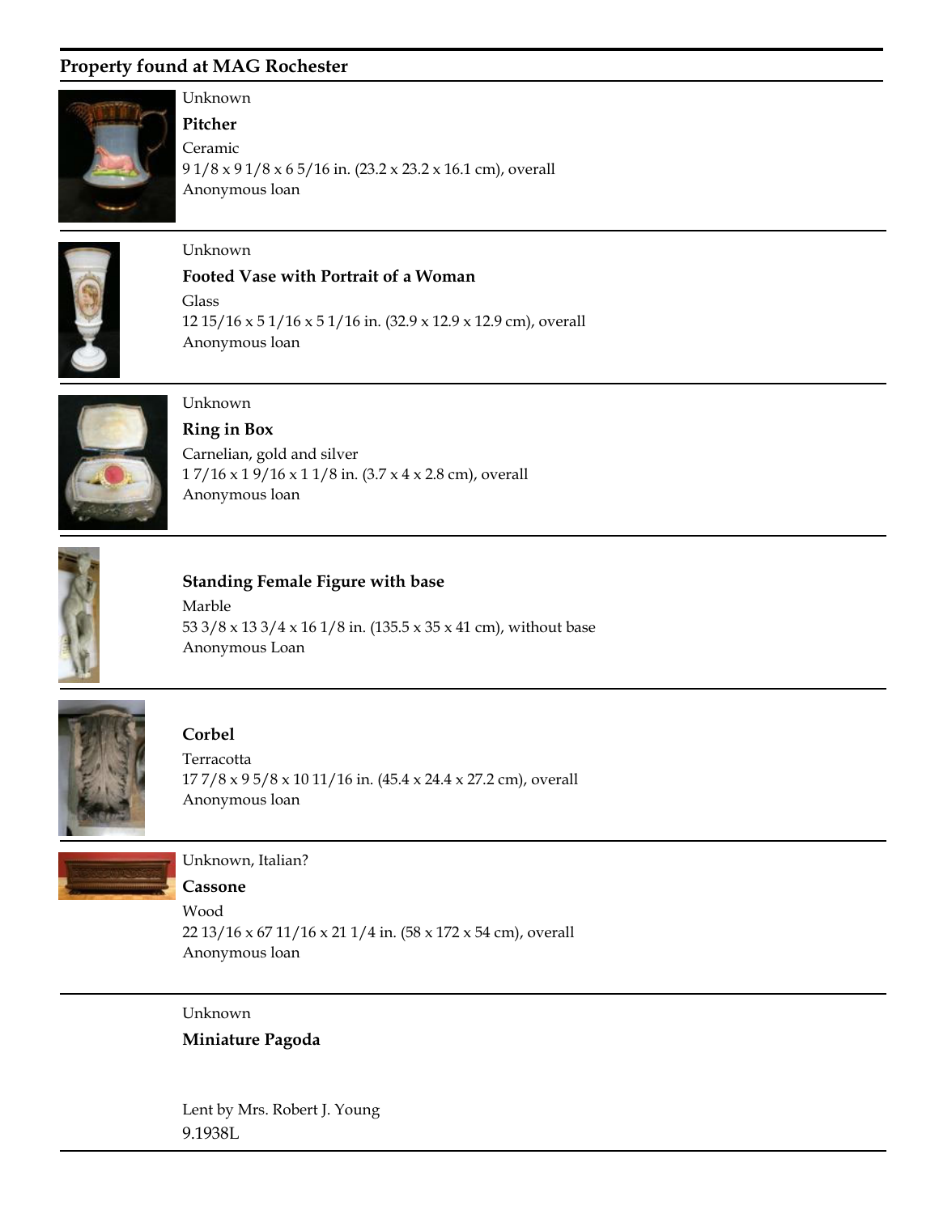## Property found at MAG Rochester

Unknown

**Pitcher**

Ceramic

9 1/8 x 9 1/8 x 6 5/16 in. (23.2 x 23.2 x 16.1 cm), overall

Anonymous loan

---

Unknown

**Footed Vase with Portrait of a Woman**

Glass

12 15/16 x 5 1/16 x 5 1/16 in. (32.9 x 12.9 x 12.9 cm), overall

Anonymous loan

---

Unknown

**Ring in Box**

Carnelian, gold and silver

1 7/16 x 1 9/16 x 1 1/8 in. (3.7 x 4 x 2.8 cm), overall

Anonymous loan

---

**Standing Female Figure with base**

Marble

53 3/8 x 13 3/4 x 16 1/8 in. (135.5 x 35 x 41 cm), without base

Anonymous Loan

---

**Corbel**

Terracotta

17 7/8 x 9 5/8 x 10 11/16 in. (45.4 x 24.4 x 27.2 cm), overall

Anonymous loan

---

Unknown, Italian?

**Cassone**

Wood

22 13/16 x 67 11/16 x 21 1/4 in. (58 x 172 x 54 cm), overall

Anonymous loan

---

Unknown

**Miniature Pagoda**

Lent by Mrs. Robert J. Young

9.1938L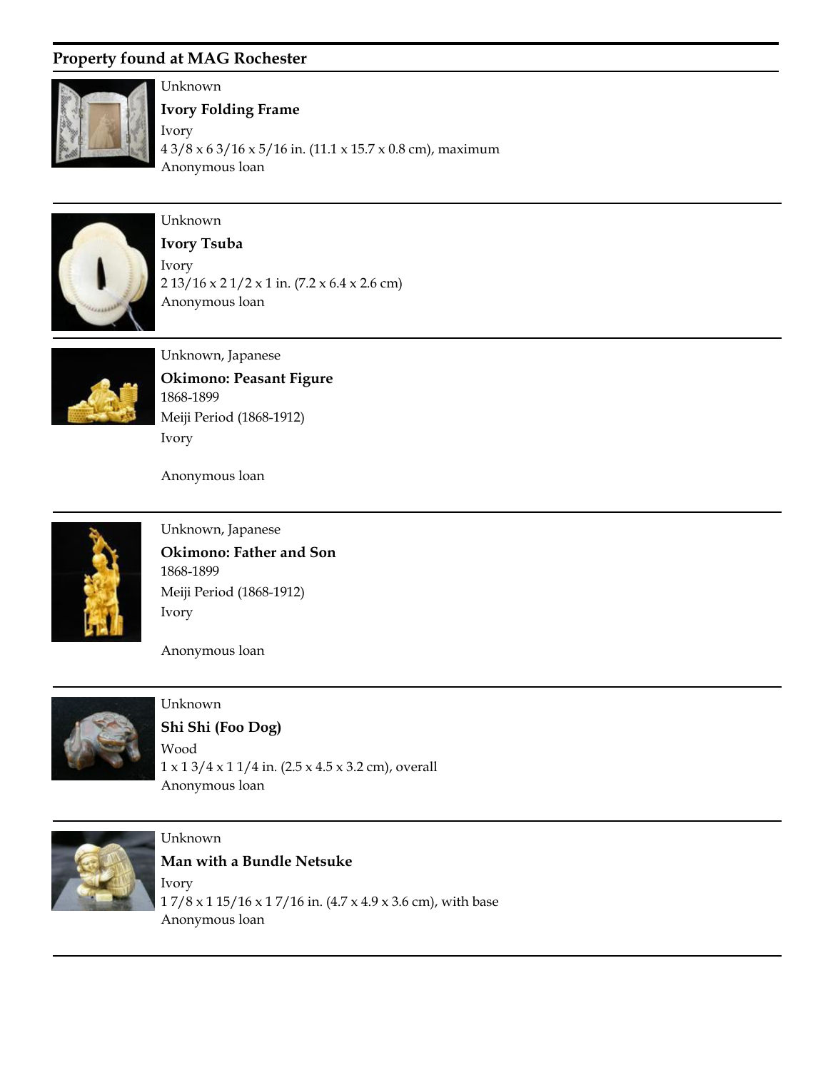## Property found at MAG Rochester

Unknown

**Ivory Folding Frame**

Ivory

4 3/8 x 6 3/16 x 5/16 in. (11.1 x 15.7 x 0.8 cm), maximum

Anonymous loan

---

Unknown

**Ivory Tsuba**

Ivory

2 13/16 x 2 1/2 x 1 in. (7.2 x 6.4 x 2.6 cm)

Anonymous loan

---

Unknown, Japanese

**Okimono: Peasant Figure**

1868-1899

Meiji Period (1868-1912)

Ivory

Anonymous loan

---

Unknown, Japanese

**Okimono: Father and Son**

1868-1899

Meiji Period (1868-1912)

Ivory

Anonymous loan

---

Unknown

**Shi Shi (Foo Dog)**

Wood

1 x 1 3/4 x 1 1/4 in. (2.5 x 4.5 x 3.2 cm), overall

Anonymous loan

---

Unknown

**Man with a Bundle Netsuke**

Ivory

1 7/8 x 1 15/16 x 1 7/16 in. (4.7 x 4.9 x 3.6 cm), with base

Anonymous loan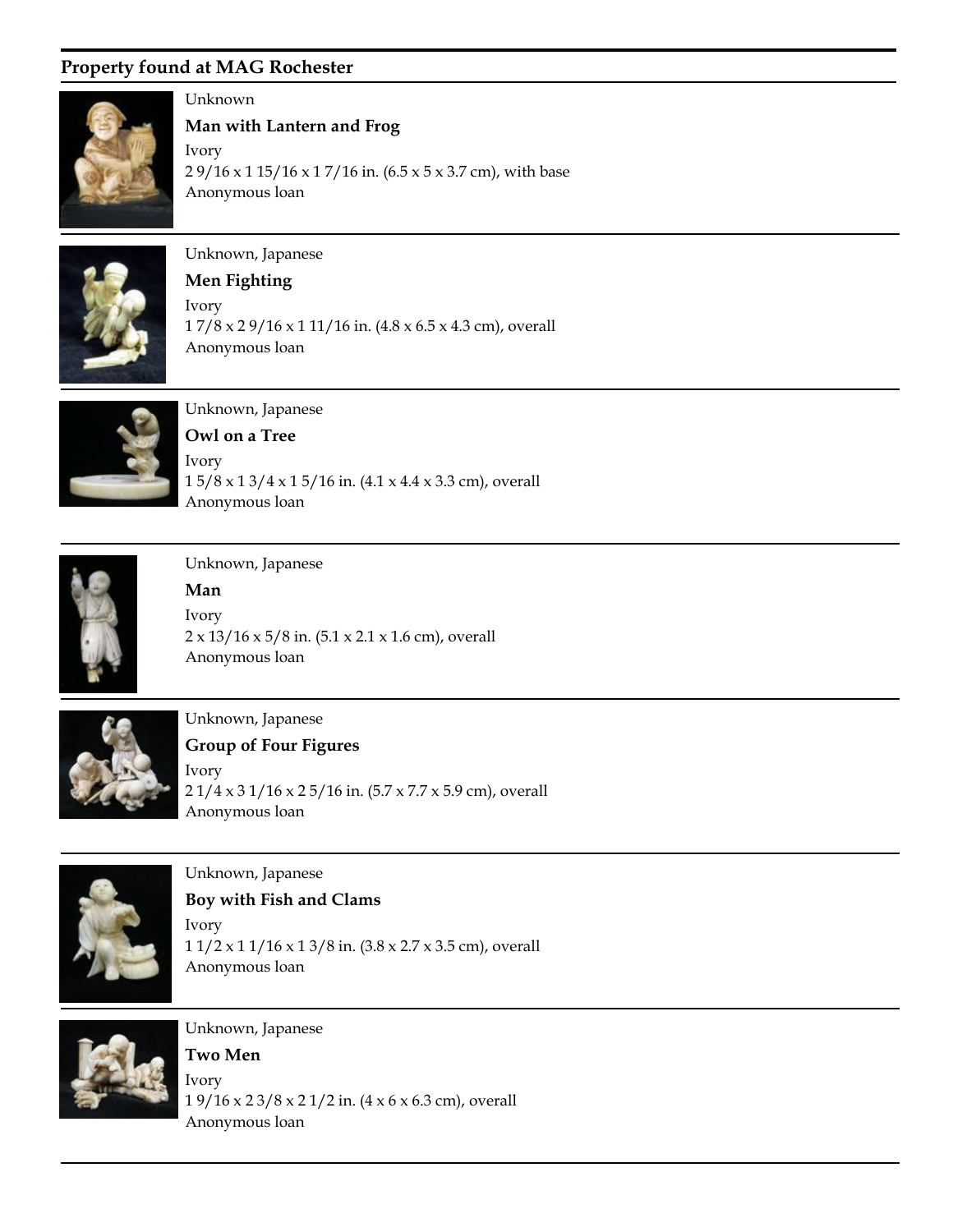## Property found at MAG Rochester

Unknown

**Man with Lantern and Frog**

Ivory

2 9/16 x 1 15/16 x 1 7/16 in. (6.5 x 5 x 3.7 cm), with base

Anonymous loan

---

Unknown, Japanese

**Men Fighting**

Ivory

1 7/8 x 2 9/16 x 1 11/16 in. (4.8 x 6.5 x 4.3 cm), overall

Anonymous loan

---

Unknown, Japanese

**Owl on a Tree**

Ivory

1 5/8 x 1 3/4 x 1 5/16 in. (4.1 x 4.4 x 3.3 cm), overall

Anonymous loan

---

Unknown, Japanese

**Man**

Ivory

2 x 13/16 x 5/8 in. (5.1 x 2.1 x 1.6 cm), overall

Anonymous loan

---

Unknown, Japanese

**Group of Four Figures**

Ivory

2 1/4 x 3 1/16 x 2 5/16 in. (5.7 x 7.7 x 5.9 cm), overall

Anonymous loan

---

Unknown, Japanese

**Boy with Fish and Clams**

Ivory

1 1/2 x 1 1/16 x 1 3/8 in. (3.8 x 2.7 x 3.5 cm), overall

Anonymous loan

---

Unknown, Japanese

**Two Men**

Ivory

1 9/16 x 2 3/8 x 2 1/2 in. (4 x 6 x 6.3 cm), overall

Anonymous loan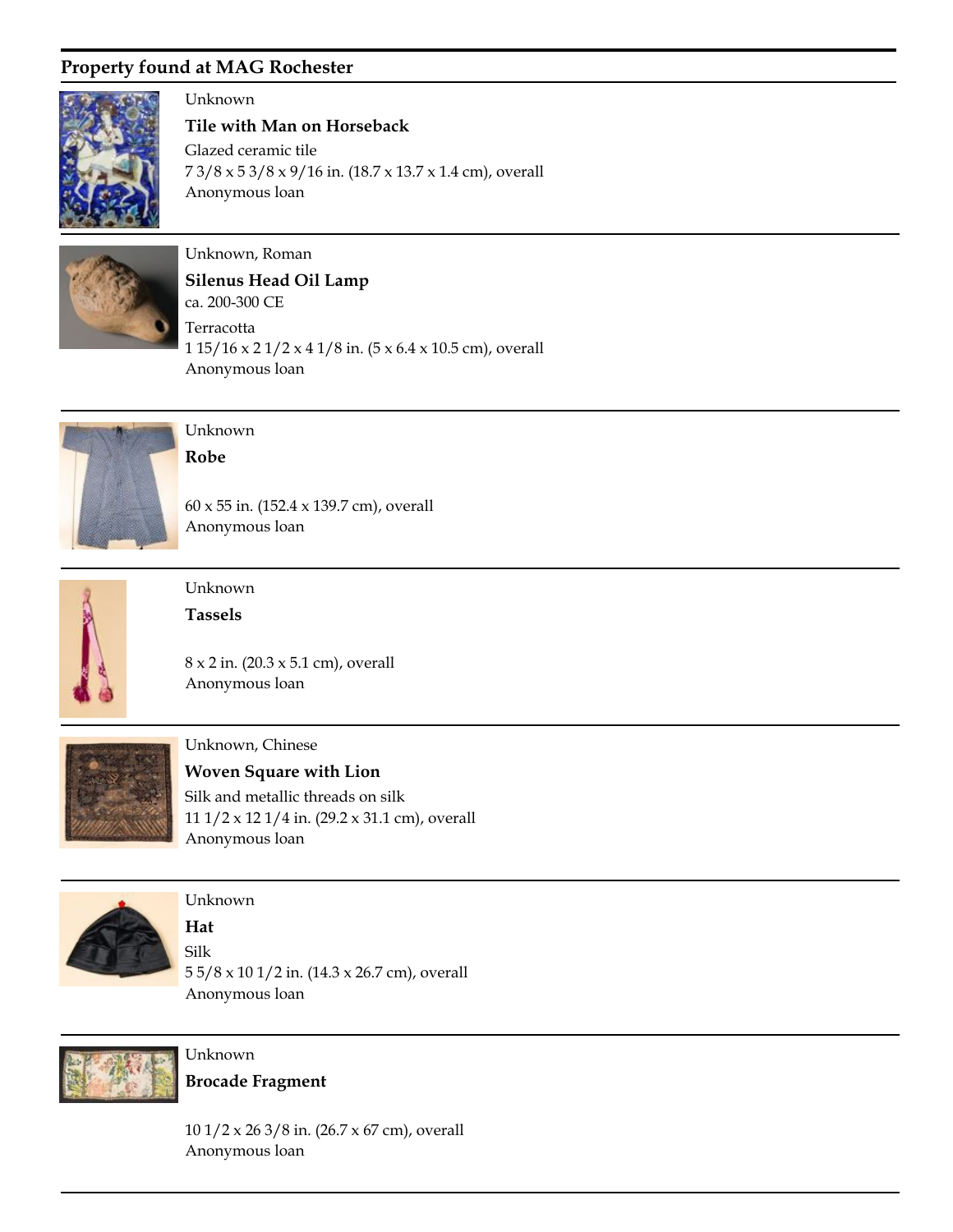## Property found at MAG Rochester

Unknown

**Tile with Man on Horseback**

Glazed ceramic tile

7 3/8 x 5 3/8 x 9/16 in. (18.7 x 13.7 x 1.4 cm), overall

Anonymous loan

---

Unknown, Roman

**Silenus Head Oil Lamp**

ca. 200-300 CE

Terracotta

1 15/16 x 2 1/2 x 4 1/8 in. (5 x 6.4 x 10.5 cm), overall

Anonymous loan

---

Unknown

**Robe**

60 x 55 in. (152.4 x 139.7 cm), overall

Anonymous loan

---

Unknown

**Tassels**

8 x 2 in. (20.3 x 5.1 cm), overall

Anonymous loan

---

Unknown, Chinese

**Woven Square with Lion**

Silk and metallic threads on silk

11 1/2 x 12 1/4 in. (29.2 x 31.1 cm), overall

Anonymous loan

---

Unknown

**Hat**

Silk

5 5/8 x 10 1/2 in. (14.3 x 26.7 cm), overall

Anonymous loan

---

Unknown

**Brocade Fragment**

10 1/2 x 26 3/8 in. (26.7 x 67 cm), overall

Anonymous loan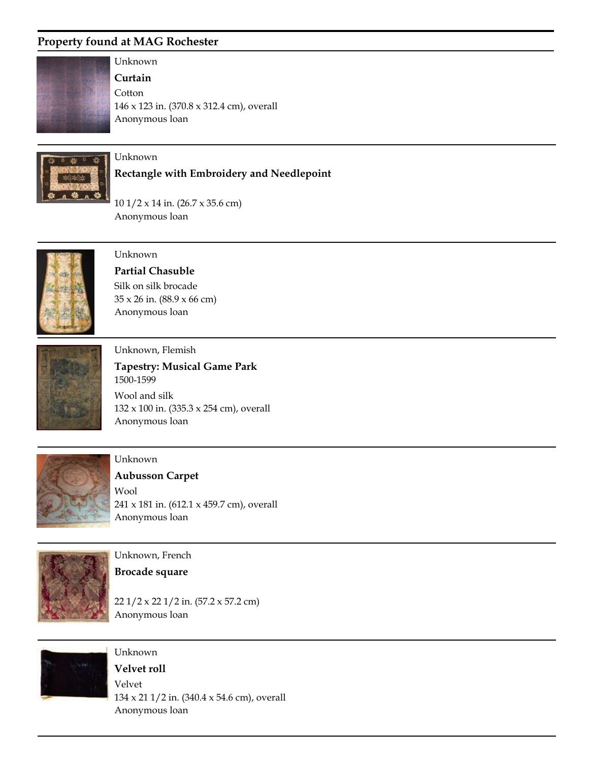## Property found at MAG Rochester

Unknown

**Curtain**

Cotton

146 x 123 in. (370.8 x 312.4 cm), overall

Anonymous loan

---

Unknown

**Rectangle with Embroidery and Needlepoint**

10 1/2 x 14 in. (26.7 x 35.6 cm)

Anonymous loan

---

Unknown

**Partial Chasuble**

Silk on silk brocade

35 x 26 in. (88.9 x 66 cm)

Anonymous loan

---

Unknown, Flemish

**Tapestry: Musical Game Park**

1500-1599

Wool and silk

132 x 100 in. (335.3 x 254 cm), overall

Anonymous loan

---

Unknown

**Aubusson Carpet**

Wool

241 x 181 in. (612.1 x 459.7 cm), overall

Anonymous loan

---

Unknown, French

**Brocade square**

22 1/2 x 22 1/2 in. (57.2 x 57.2 cm)

Anonymous loan

---

Unknown

**Velvet roll**

Velvet

134 x 21 1/2 in. (340.4 x 54.6 cm), overall

Anonymous loan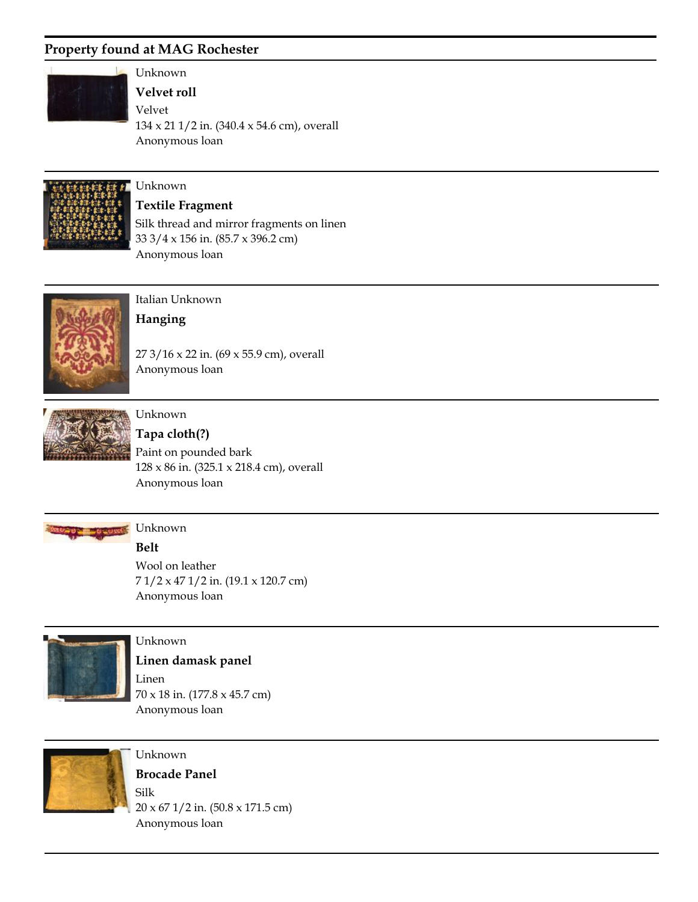## Property found at MAG Rochester

Unknown

**Velvet roll**

Velvet

134 x 21 1/2 in. (340.4 x 54.6 cm), overall

Anonymous loan

---

Unknown

**Textile Fragment**

Silk thread and mirror fragments on linen

33 3/4 x 156 in. (85.7 x 396.2 cm)

Anonymous loan

---

Italian Unknown

**Hanging**

27 3/16 x 22 in. (69 x 55.9 cm), overall

Anonymous loan

---

Unknown

**Tapa cloth(?)**

Paint on pounded bark

128 x 86 in. (325.1 x 218.4 cm), overall

Anonymous loan

---

Unknown

**Belt**

Wool on leather

7 1/2 x 47 1/2 in. (19.1 x 120.7 cm)

Anonymous loan

---

Unknown

**Linen damask panel**

Linen

70 x 18 in. (177.8 x 45.7 cm)

Anonymous loan

---

Unknown

**Brocade Panel**

Silk

20 x 67 1/2 in. (50.8 x 171.5 cm)

Anonymous loan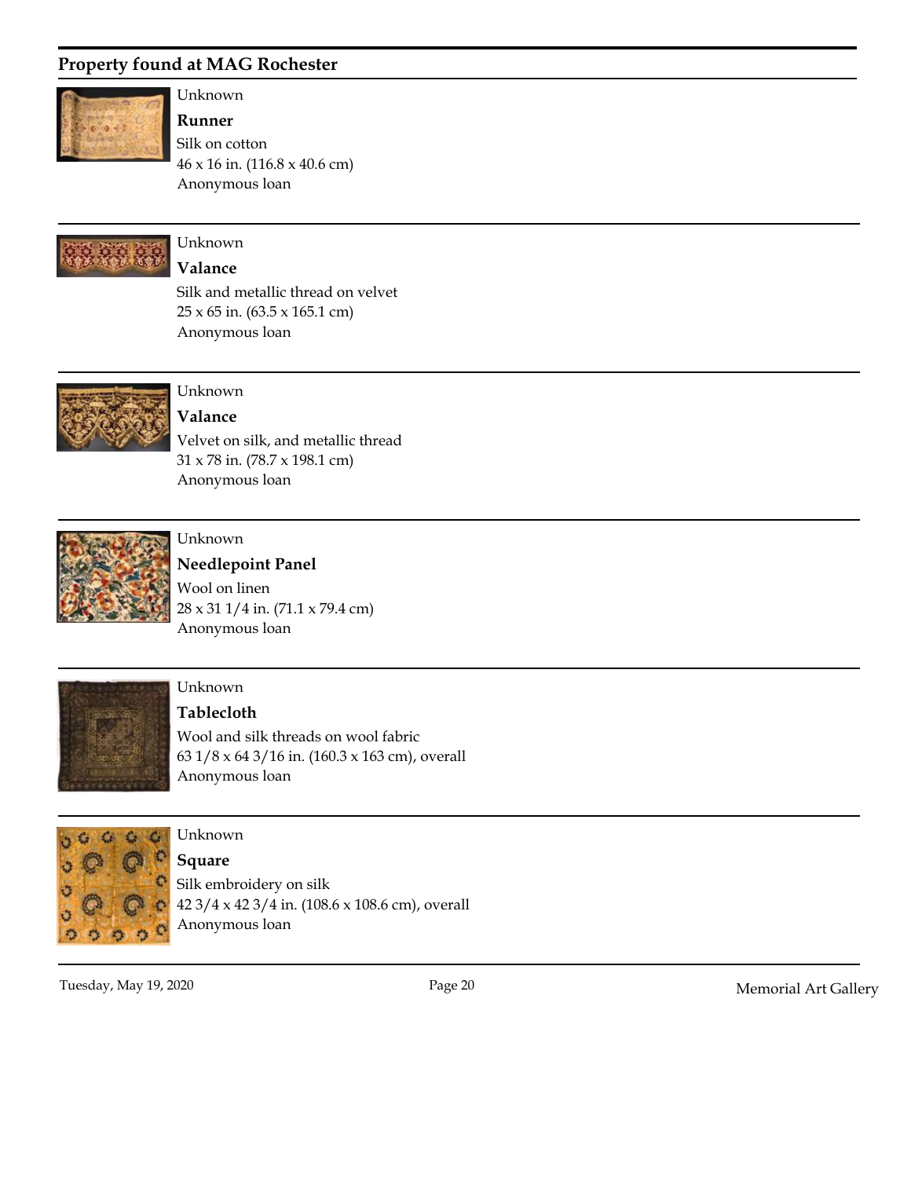## Property found at MAG Rochester

Unknown

**Runner**

Silk on cotton

46 x 16 in. (116.8 x 40.6 cm)

Anonymous loan

---

Unknown

**Valance**

Silk and metallic thread on velvet

25 x 65 in. (63.5 x 165.1 cm)

Anonymous loan

---

Unknown

**Valance**

Velvet on silk, and metallic thread

31 x 78 in. (78.7 x 198.1 cm)

Anonymous loan

---

Unknown

**Needlepoint Panel**

Wool on linen

28 x 31 1/4 in. (71.1 x 79.4 cm)

Anonymous loan

---

Unknown

**Tablecloth**

Wool and silk threads on wool fabric

63 1/8 x 64 3/16 in. (160.3 x 163 cm), overall

Anonymous loan

---

Unknown

**Square**

Silk embroidery on silk

42 3/4 x 42 3/4 in. (108.6 x 108.6 cm), overall

Anonymous loan